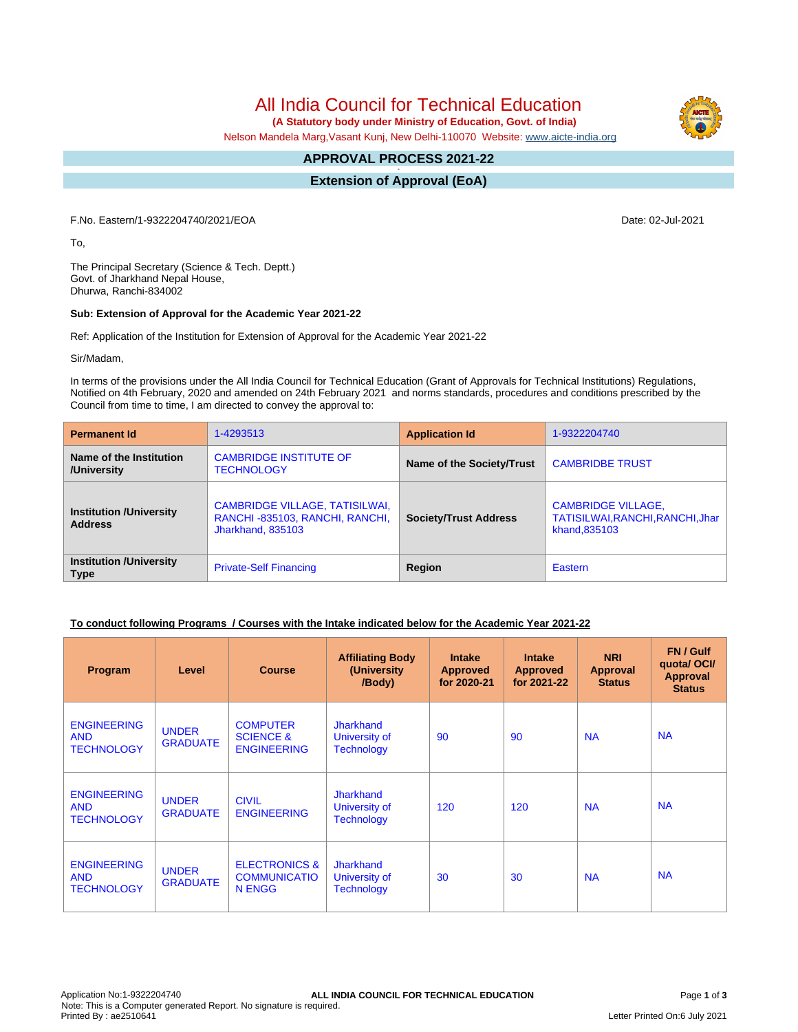# All India Council for Technical Education

**(A Statutory body under Ministry of Education, Govt. of India)**

Nelson Mandela Marg,Vasant Kunj, New Delhi-110070 Website: www.aicte-india.org

## APPROVAL PROCESS 2021-22

## Extension of Approval (EoA)

F.No. Eastern/1-9322204740/2021/EOA

Date: 02-Jul-2021

To,

The Principal Secretary (Science & Tech. Deptt.)
Govt. of Jharkhand Nepal House,
Dhurwa, Ranchi-834002

**Sub: Extension of Approval for the Academic Year 2021-22**

Ref: Application of the Institution for Extension of Approval for the Academic Year 2021-22

Sir/Madam,

In terms of the provisions under the All India Council for Technical Education (Grant of Approvals for Technical Institutions) Regulations, Notified on 4th February, 2020 and amended on 24th February 2021 and norms standards, procedures and conditions prescribed by the Council from time to time, I am directed to convey the approval to:

| **Permanent Id** | 1-4293513 | **Application Id** | 1-9322204740 |
|---|---|---|---|
| **Name of the Institution /University** | CAMBRIDGE INSTITUTE OF TECHNOLOGY | **Name of the Society/Trust** | CAMBRIDBE TRUST |
| **Institution /University Address** | CAMBRIDGE VILLAGE, TATISILWAI, RANCHI -835103, RANCHI, RANCHI, Jharkhand, 835103 | **Society/Trust Address** | CAMBRIDGE VILLAGE, TATISILWAI,RANCHI,RANCHI,Jharkhand,835103 |
| **Institution /University Type** | Private-Self Financing | **Region** | Eastern |

**To conduct following Programs / Courses with the Intake indicated below for the Academic Year 2021-22**

| Program | Level | Course | Affiliating Body (University /Body) | Intake Approved for 2020-21 | Intake Approved for 2021-22 | NRI Approval Status | FN / Gulf quota/ OCI/ Approval Status |
|---|---|---|---|---|---|---|---|
| ENGINEERING AND TECHNOLOGY | UNDER GRADUATE | COMPUTER SCIENCE & ENGINEERING | Jharkhand University of Technology | 90 | 90 | NA | NA |
| ENGINEERING AND TECHNOLOGY | UNDER GRADUATE | CIVIL ENGINEERING | Jharkhand University of Technology | 120 | 120 | NA | NA |
| ENGINEERING AND TECHNOLOGY | UNDER GRADUATE | ELECTRONICS & COMMUNICATION ENGG | Jharkhand University of Technology | 30 | 30 | NA | NA |

Application No:1-9322204740
Note: This is a Computer generated Report. No signature is required.
Printed By : ae2510641

Letter Printed On:6 July 2021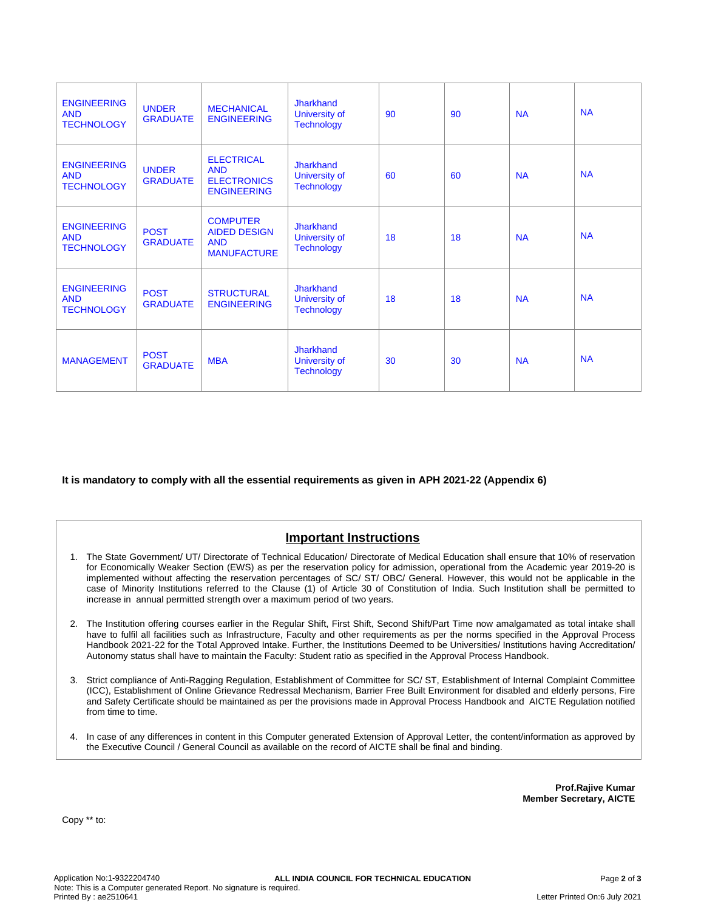| ENGINEERING AND TECHNOLOGY | UNDER GRADUATE | MECHANICAL ENGINEERING | Jharkhand University of Technology | 90 | 90 | NA | NA |
|---|---|---|---|---|---|---|---|
| ENGINEERING AND TECHNOLOGY | UNDER GRADUATE | ELECTRICAL AND ELECTRONICS ENGINEERING | Jharkhand University of Technology | 60 | 60 | NA | NA |
| ENGINEERING AND TECHNOLOGY | POST GRADUATE | COMPUTER AIDED DESIGN AND MANUFACTURE | Jharkhand University of Technology | 18 | 18 | NA | NA |
| ENGINEERING AND TECHNOLOGY | POST GRADUATE | STRUCTURAL ENGINEERING | Jharkhand University of Technology | 18 | 18 | NA | NA |
| MANAGEMENT | POST GRADUATE | MBA | Jharkhand University of Technology | 30 | 30 | NA | NA |

**It is mandatory to comply with all the essential requirements as given in APH 2021-22 (Appendix 6)**

## Important Instructions

1. The State Government/ UT/ Directorate of Technical Education/ Directorate of Medical Education shall ensure that 10% of reservation for Economically Weaker Section (EWS) as per the reservation policy for admission, operational from the Academic year 2019-20 is implemented without affecting the reservation percentages of SC/ ST/ OBC/ General. However, this would not be applicable in the case of Minority Institutions referred to the Clause (1) of Article 30 of Constitution of India. Such Institution shall be permitted to increase in annual permitted strength over a maximum period of two years.

2. The Institution offering courses earlier in the Regular Shift, First Shift, Second Shift/Part Time now amalgamated as total intake shall have to fulfil all facilities such as Infrastructure, Faculty and other requirements as per the norms specified in the Approval Process Handbook 2021-22 for the Total Approved Intake. Further, the Institutions Deemed to be Universities/ Institutions having Accreditation/ Autonomy status shall have to maintain the Faculty: Student ratio as specified in the Approval Process Handbook.

3. Strict compliance of Anti-Ragging Regulation, Establishment of Committee for SC/ ST, Establishment of Internal Complaint Committee (ICC), Establishment of Online Grievance Redressal Mechanism, Barrier Free Built Environment for disabled and elderly persons, Fire and Safety Certificate should be maintained as per the provisions made in Approval Process Handbook and AICTE Regulation notified from time to time.

4. In case of any differences in content in this Computer generated Extension of Approval Letter, the content/information as approved by the Executive Council / General Council as available on the record of AICTE shall be final and binding.

**Prof.Rajive Kumar**
**Member Secretary, AICTE**

Copy ** to:

Application No:1-9322204740
**ALL INDIA COUNCIL FOR TECHNICAL EDUCATION**
Note: This is a Computer generated Report. No signature is required.
Printed By : ae2510641
Letter Printed On:6 July 2021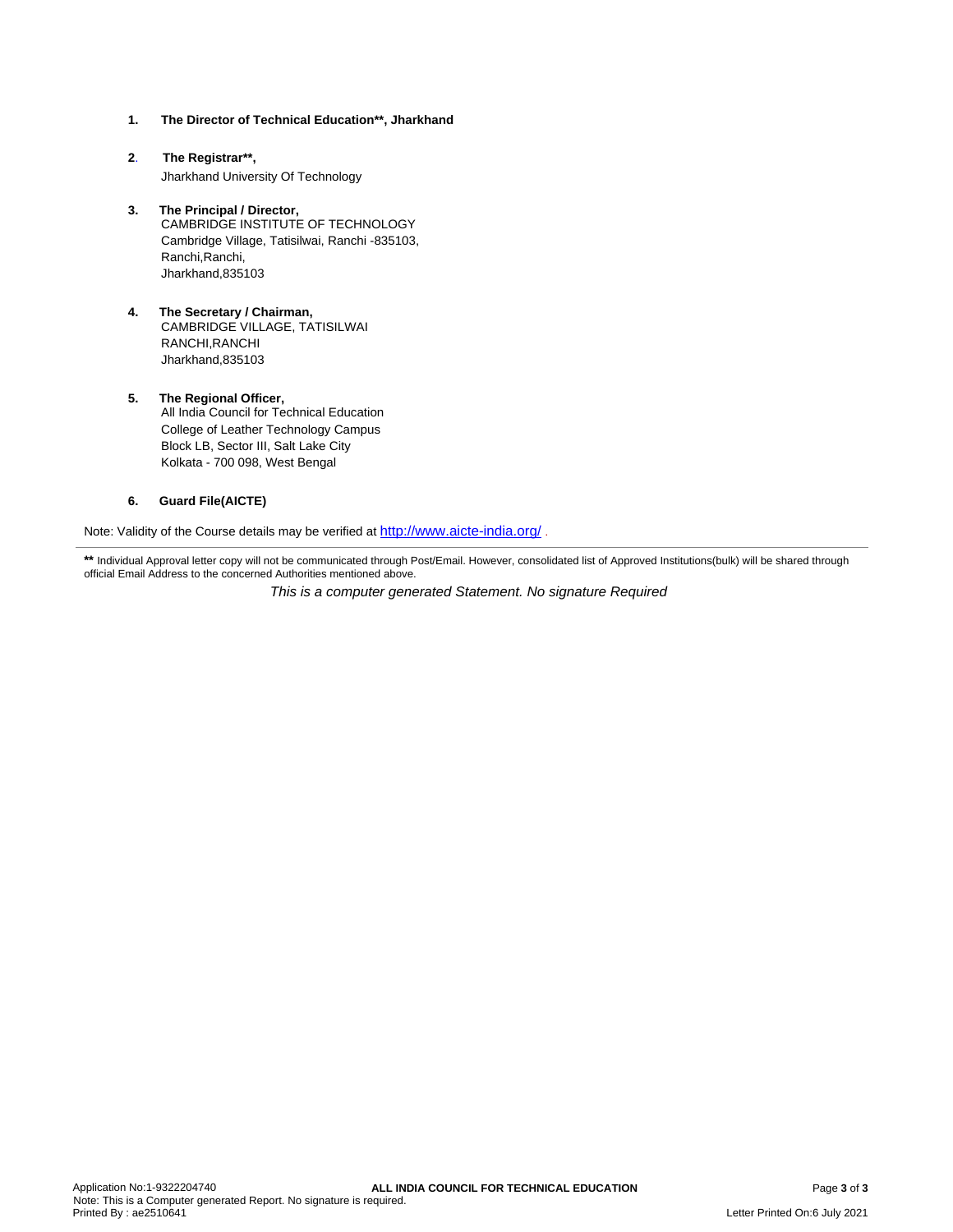1. **The Director of Technical Education\*\*, Jharkhand**

2. **The Registrar\*\*,**
   Jharkhand University Of Technology

3. **The Principal / Director,**
   CAMBRIDGE INSTITUTE OF TECHNOLOGY
   Cambridge Village, Tatisilwai, Ranchi -835103,
   Ranchi,Ranchi,
   Jharkhand,835103

4. **The Secretary / Chairman,**
   CAMBRIDGE VILLAGE, TATISILWAI
   RANCHI,RANCHI
   Jharkhand,835103

5. **The Regional Officer,**
   All India Council for Technical Education
   College of Leather Technology Campus
   Block LB, Sector III, Salt Lake City
   Kolkata - 700 098, West Bengal

6. **Guard File(AICTE)**

Note: Validity of the Course details may be verified at http://www.aicte-india.org/ .

---

**\*\*** Individual Approval letter copy will not be communicated through Post/Email. However, consolidated list of Approved Institutions(bulk) will be shared through official Email Address to the concerned Authorities mentioned above.

*This is a computer generated Statement. No signature Required*

Application No:1-9322204740

**ALL INDIA COUNCIL FOR TECHNICAL EDUCATION**

Note: This is a Computer generated Report. No signature is required.

Printed By : ae2510641

Letter Printed On:6 July 2021